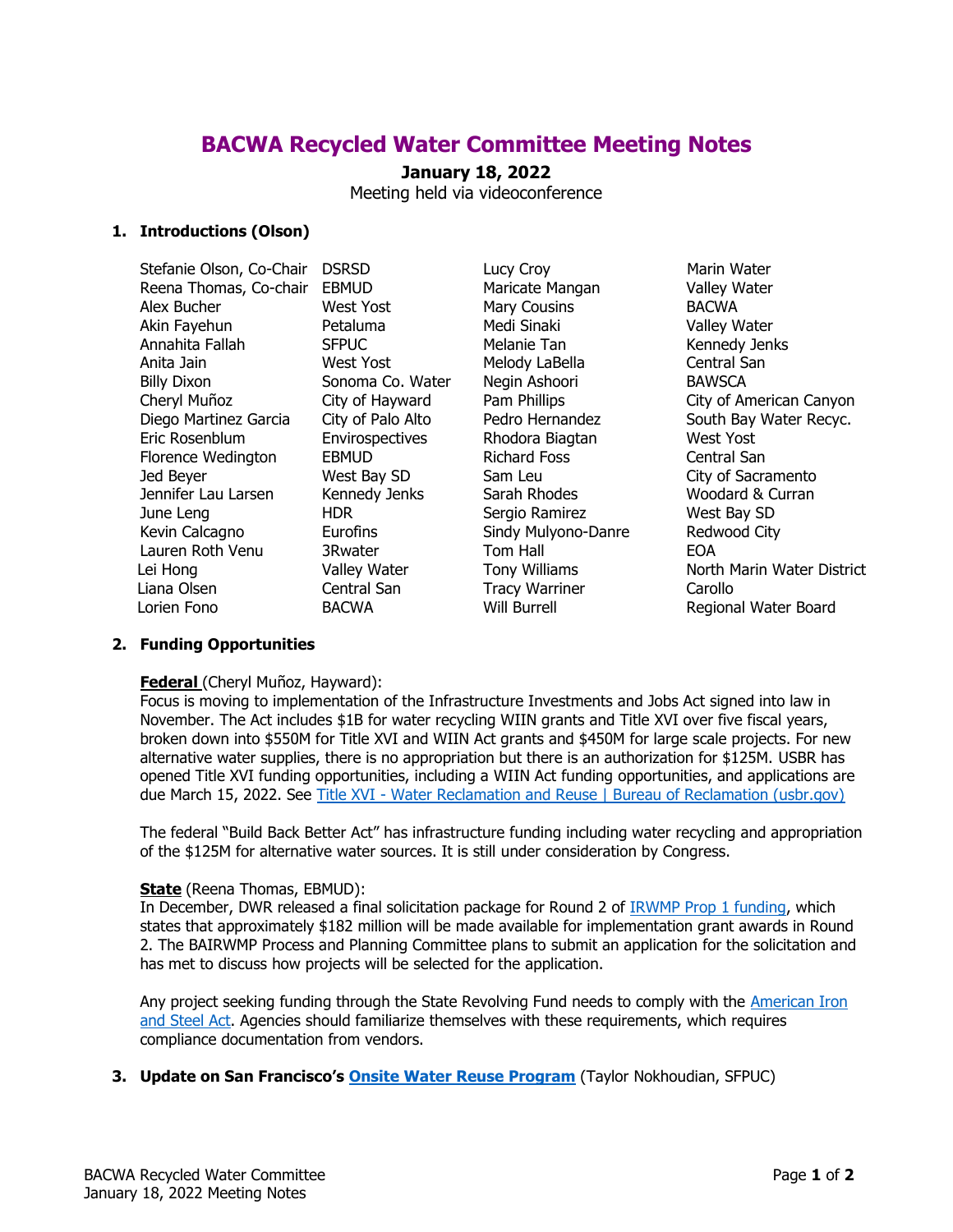# BACWA Recycled Water Committee Meeting Notes

**January 18, 2022**
Meeting held via videoconference

## 1. Introductions (Olson)

| Name | Organization | Name | Organization |
|---|---|---|---|
| Stefanie Olson, Co-Chair | DSRSD | Lucy Croy | Marin Water |
| Reena Thomas, Co-chair | EBMUD | Maricate Mangan | Valley Water |
| Alex Bucher | West Yost | Mary Cousins | BACWA |
| Akin Fayehun | Petaluma | Medi Sinaki | Valley Water |
| Annahita Fallah | SFPUC | Melanie Tan | Kennedy Jenks |
| Anita Jain | West Yost | Melody LaBella | Central San |
| Billy Dixon | Sonoma Co. Water | Negin Ashoori | BAWSCA |
| Cheryl Muñoz | City of Hayward | Pam Phillips | City of American Canyon |
| Diego Martinez Garcia | City of Palo Alto | Pedro Hernandez | South Bay Water Recyc. |
| Eric Rosenblum | Envirospectives | Rhodora Biagtan | West Yost |
| Florence Wedington | EBMUD | Richard Foss | Central San |
| Jed Beyer | West Bay SD | Sam Leu | City of Sacramento |
| Jennifer Lau Larsen | Kennedy Jenks | Sarah Rhodes | Woodard & Curran |
| June Leng | HDR | Sergio Ramirez | West Bay SD |
| Kevin Calcagno | Eurofins | Sindy Mulyono-Danre | Redwood City |
| Lauren Roth Venu | 3Rwater | Tom Hall | EOA |
| Lei Hong | Valley Water | Tony Williams | North Marin Water District |
| Liana Olsen | Central San | Tracy Warriner | Carollo |
| Lorien Fono | BACWA | Will Burrell | Regional Water Board |

## 2. Funding Opportunities

**Federal** (Cheryl Muñoz, Hayward):
Focus is moving to implementation of the Infrastructure Investments and Jobs Act signed into law in November. The Act includes $1B for water recycling WIIN grants and Title XVI over five fiscal years, broken down into $550M for Title XVI and WIIN Act grants and $450M for large scale projects. For new alternative water supplies, there is no appropriation but there is an authorization for $125M. USBR has opened Title XVI funding opportunities, including a WIIN Act funding opportunities, and applications are due March 15, 2022. See Title XVI - Water Reclamation and Reuse | Bureau of Reclamation (usbr.gov)

The federal "Build Back Better Act" has infrastructure funding including water recycling and appropriation of the $125M for alternative water sources. It is still under consideration by Congress.

**State** (Reena Thomas, EBMUD):
In December, DWR released a final solicitation package for Round 2 of IRWMP Prop 1 funding, which states that approximately $182 million will be made available for implementation grant awards in Round 2. The BAIRWMP Process and Planning Committee plans to submit an application for the solicitation and has met to discuss how projects will be selected for the application.

Any project seeking funding through the State Revolving Fund needs to comply with the American Iron and Steel Act. Agencies should familiarize themselves with these requirements, which requires compliance documentation from vendors.

## 3. Update on San Francisco's Onsite Water Reuse Program (Taylor Nokhoudian, SFPUC)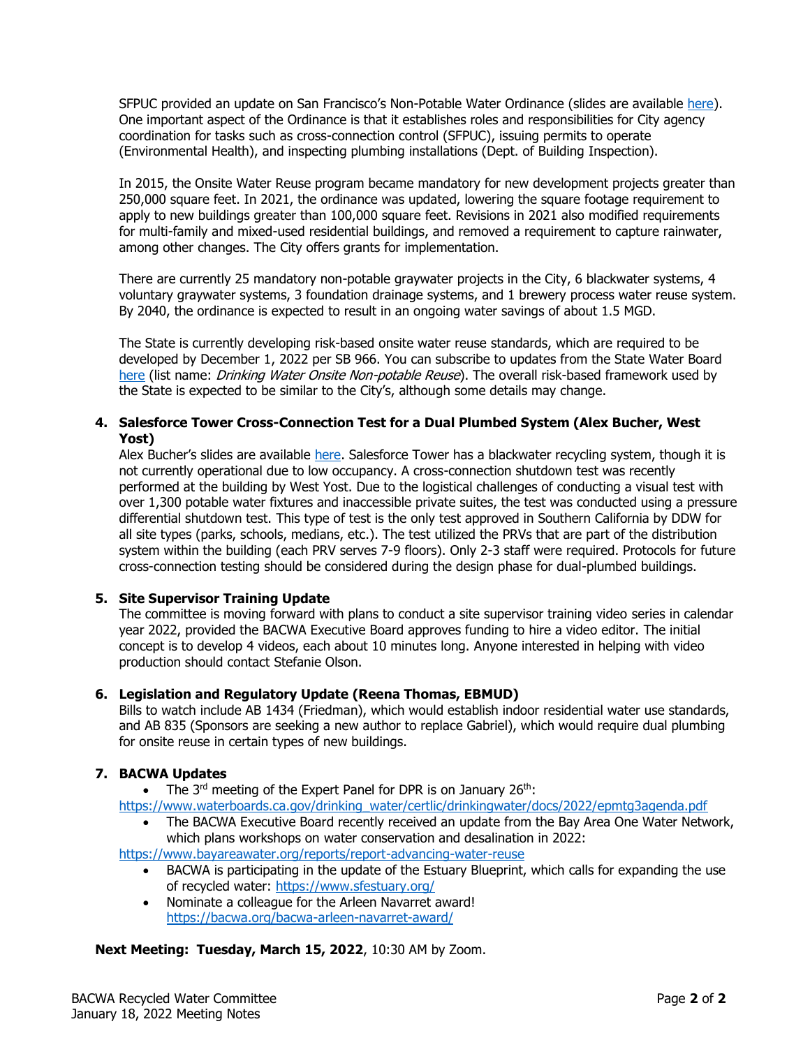SFPUC provided an update on San Francisco's Non-Potable Water Ordinance (slides are available here). One important aspect of the Ordinance is that it establishes roles and responsibilities for City agency coordination for tasks such as cross-connection control (SFPUC), issuing permits to operate (Environmental Health), and inspecting plumbing installations (Dept. of Building Inspection).

In 2015, the Onsite Water Reuse program became mandatory for new development projects greater than 250,000 square feet. In 2021, the ordinance was updated, lowering the square footage requirement to apply to new buildings greater than 100,000 square feet. Revisions in 2021 also modified requirements for multi-family and mixed-used residential buildings, and removed a requirement to capture rainwater, among other changes. The City offers grants for implementation.

There are currently 25 mandatory non-potable graywater projects in the City, 6 blackwater systems, 4 voluntary graywater systems, 3 foundation drainage systems, and 1 brewery process water reuse system. By 2040, the ordinance is expected to result in an ongoing water savings of about 1.5 MGD.

The State is currently developing risk-based onsite water reuse standards, which are required to be developed by December 1, 2022 per SB 966. You can subscribe to updates from the State Water Board here (list name: *Drinking Water Onsite Non-potable Reuse*). The overall risk-based framework used by the State is expected to be similar to the City's, although some details may change.

4. **Salesforce Tower Cross-Connection Test for a Dual Plumbed System (Alex Bucher, West Yost)**
   Alex Bucher's slides are available here. Salesforce Tower has a blackwater recycling system, though it is not currently operational due to low occupancy. A cross-connection shutdown test was recently performed at the building by West Yost. Due to the logistical challenges of conducting a visual test with over 1,300 potable water fixtures and inaccessible private suites, the test was conducted using a pressure differential shutdown test. This type of test is the only test approved in Southern California by DDW for all site types (parks, schools, medians, etc.). The test utilized the PRVs that are part of the distribution system within the building (each PRV serves 7-9 floors). Only 2-3 staff were required. Protocols for future cross-connection testing should be considered during the design phase for dual-plumbed buildings.

5. **Site Supervisor Training Update**
   The committee is moving forward with plans to conduct a site supervisor training video series in calendar year 2022, provided the BACWA Executive Board approves funding to hire a video editor. The initial concept is to develop 4 videos, each about 10 minutes long. Anyone interested in helping with video production should contact Stefanie Olson.

6. **Legislation and Regulatory Update (Reena Thomas, EBMUD)**
   Bills to watch include AB 1434 (Friedman), which would establish indoor residential water use standards, and AB 835 (Sponsors are seeking a new author to replace Gabriel), which would require dual plumbing for onsite reuse in certain types of new buildings.

7. **BACWA Updates**
   - The 3rd meeting of the Expert Panel for DPR is on January 26th: https://www.waterboards.ca.gov/drinking_water/certlic/drinkingwater/docs/2022/epmtg3agenda.pdf
   - The BACWA Executive Board recently received an update from the Bay Area One Water Network, which plans workshops on water conservation and desalination in 2022: https://www.bayareawater.org/reports/report-advancing-water-reuse
   - BACWA is participating in the update of the Estuary Blueprint, which calls for expanding the use of recycled water: https://www.sfestuary.org/
   - Nominate a colleague for the Arleen Navarret award! https://bacwa.org/bacwa-arleen-navarret-award/

**Next Meeting: Tuesday, March 15, 2022**, 10:30 AM by Zoom.